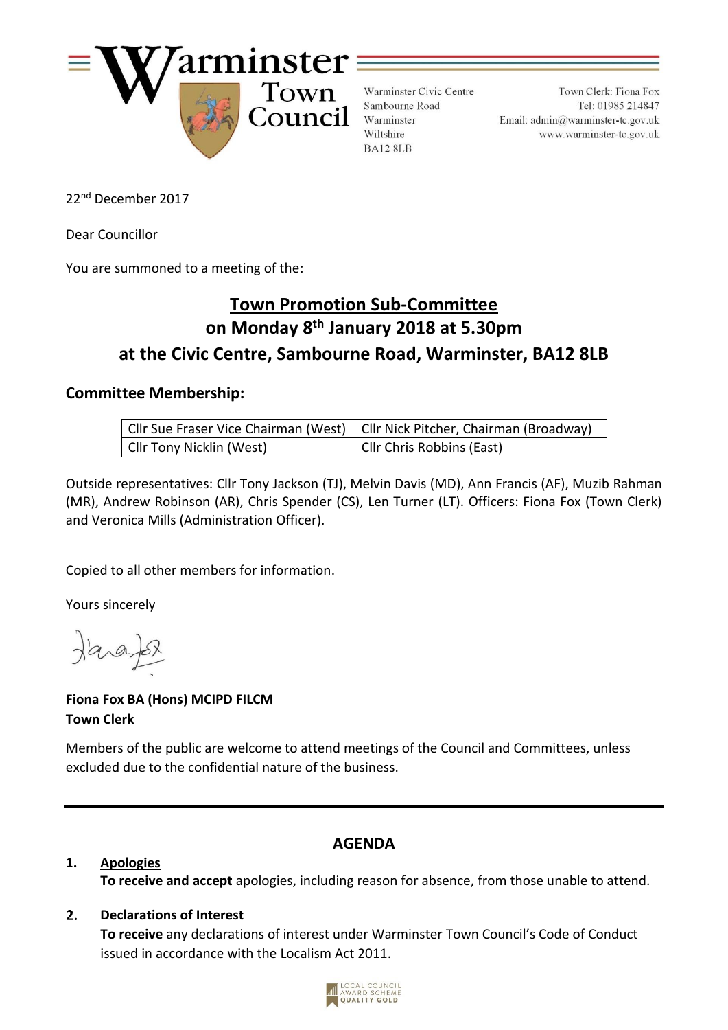# Warminster Town Council

Warminster Civic Centre
Sambourne Road
Warminster
Wiltshire
BA12 8LB

Town Clerk: Fiona Fox
Tel: 01985 214847
Email: admin@warminster-tc.gov.uk
www.warminster-tc.gov.uk

22nd December 2017

Dear Councillor

You are summoned to a meeting of the:

## Town Promotion Sub-Committee
## on Monday 8th January 2018 at 5.30pm
## at the Civic Centre, Sambourne Road, Warminster, BA12 8LB

### Committee Membership:

| Cllr Sue Fraser Vice Chairman (West) | Cllr Nick Pitcher, Chairman (Broadway) |
|---|---|
| Cllr Tony Nicklin (West) | Cllr Chris Robbins (East) |

Outside representatives: Cllr Tony Jackson (TJ), Melvin Davis (MD), Ann Francis (AF), Muzib Rahman (MR), Andrew Robinson (AR), Chris Spender (CS), Len Turner (LT). Officers: Fiona Fox (Town Clerk) and Veronica Mills (Administration Officer).

Copied to all other members for information.

Yours sincerely

**Fiona Fox BA (Hons) MCIPD FILCM**
**Town Clerk**

Members of the public are welcome to attend meetings of the Council and Committees, unless excluded due to the confidential nature of the business.

---

## AGENDA

1. **Apologies**
   **To receive and accept** apologies, including reason for absence, from those unable to attend.

2. **Declarations of Interest**
   **To receive** any declarations of interest under Warminster Town Council's Code of Conduct issued in accordance with the Localism Act 2011.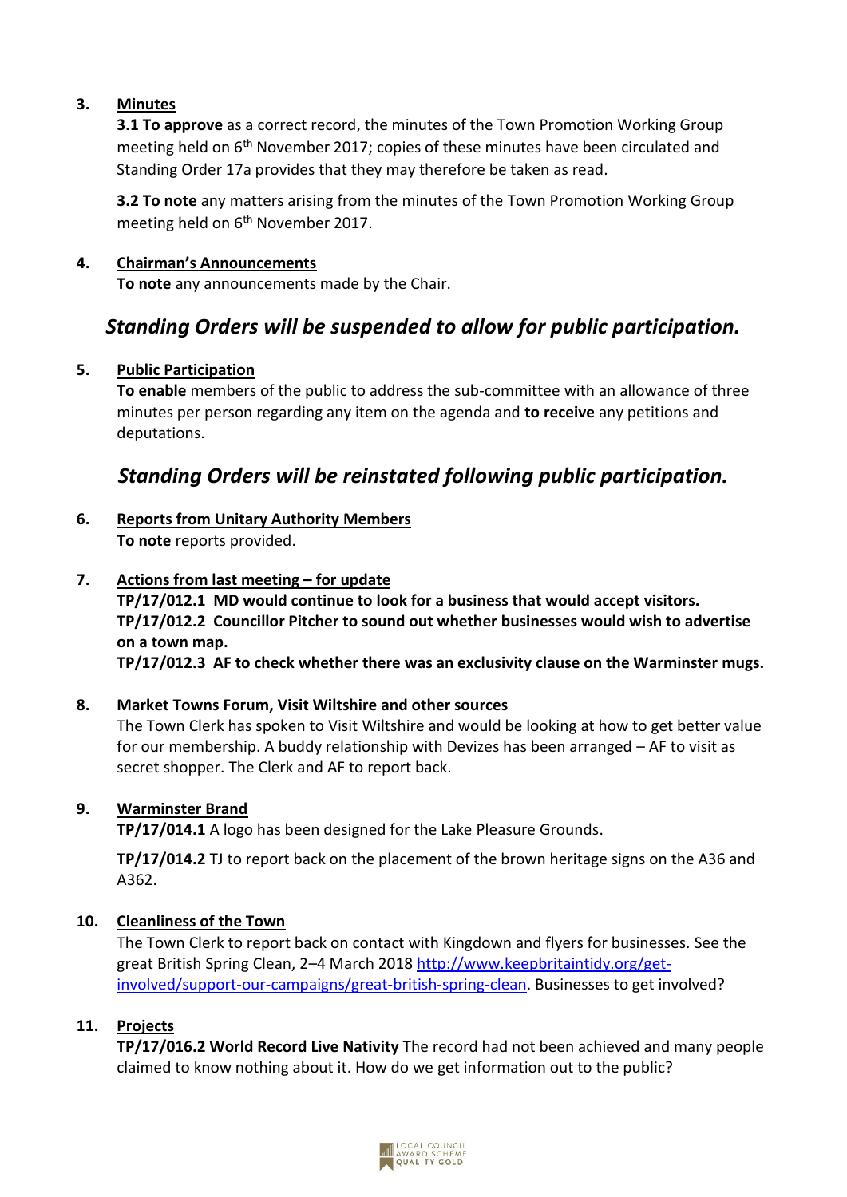**3. Minutes**

**3.1 To approve** as a correct record, the minutes of the Town Promotion Working Group meeting held on 6th November 2017; copies of these minutes have been circulated and Standing Order 17a provides that they may therefore be taken as read.

**3.2 To note** any matters arising from the minutes of the Town Promotion Working Group meeting held on 6th November 2017.

**4. Chairman's Announcements**

**To note** any announcements made by the Chair.

## *Standing Orders will be suspended to allow for public participation.*

**5. Public Participation**

**To enable** members of the public to address the sub-committee with an allowance of three minutes per person regarding any item on the agenda and **to receive** any petitions and deputations.

## *Standing Orders will be reinstated following public participation.*

**6. Reports from Unitary Authority Members**

**To note** reports provided.

**7. Actions from last meeting – for update**

**TP/17/012.1 MD would continue to look for a business that would accept visitors.**
**TP/17/012.2 Councillor Pitcher to sound out whether businesses would wish to advertise on a town map.**
**TP/17/012.3 AF to check whether there was an exclusivity clause on the Warminster mugs.**

**8. Market Towns Forum, Visit Wiltshire and other sources**

The Town Clerk has spoken to Visit Wiltshire and would be looking at how to get better value for our membership. A buddy relationship with Devizes has been arranged – AF to visit as secret shopper. The Clerk and AF to report back.

**9. Warminster Brand**

**TP/17/014.1** A logo has been designed for the Lake Pleasure Grounds.

**TP/17/014.2** TJ to report back on the placement of the brown heritage signs on the A36 and A362.

**10. Cleanliness of the Town**

The Town Clerk to report back on contact with Kingdown and flyers for businesses. See the great British Spring Clean, 2–4 March 2018 [http://www.keepbritaintidy.org/get-involved/support-our-campaigns/great-british-spring-clean](http://www.keepbritaintidy.org/get-involved/support-our-campaigns/great-british-spring-clean). Businesses to get involved?

**11. Projects**

**TP/17/016.2 World Record Live Nativity** The record had not been achieved and many people claimed to know nothing about it. How do we get information out to the public?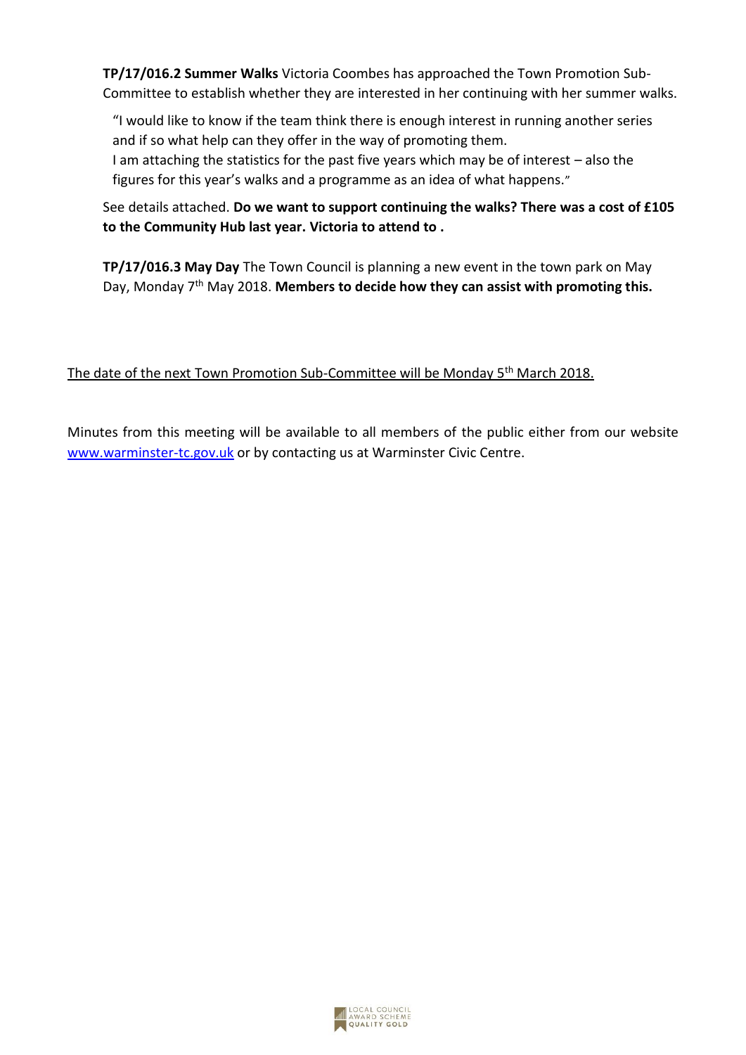**TP/17/016.2 Summer Walks** Victoria Coombes has approached the Town Promotion Sub-Committee to establish whether they are interested in her continuing with her summer walks.

"I would like to know if the team think there is enough interest in running another series and if so what help can they offer in the way of promoting them.
I am attaching the statistics for the past five years which may be of interest – also the figures for this year's walks and a programme as an idea of what happens."

See details attached. **Do we want to support continuing the walks? There was a cost of £105 to the Community Hub last year. Victoria to attend to .**

**TP/17/016.3 May Day** The Town Council is planning a new event in the town park on May Day, Monday 7th May 2018. **Members to decide how they can assist with promoting this.**

<u>The date of the next Town Promotion Sub-Committee will be Monday 5th March 2018.</u>

Minutes from this meeting will be available to all members of the public either from our website [www.warminster-tc.gov.uk](http://www.warminster-tc.gov.uk) or by contacting us at Warminster Civic Centre.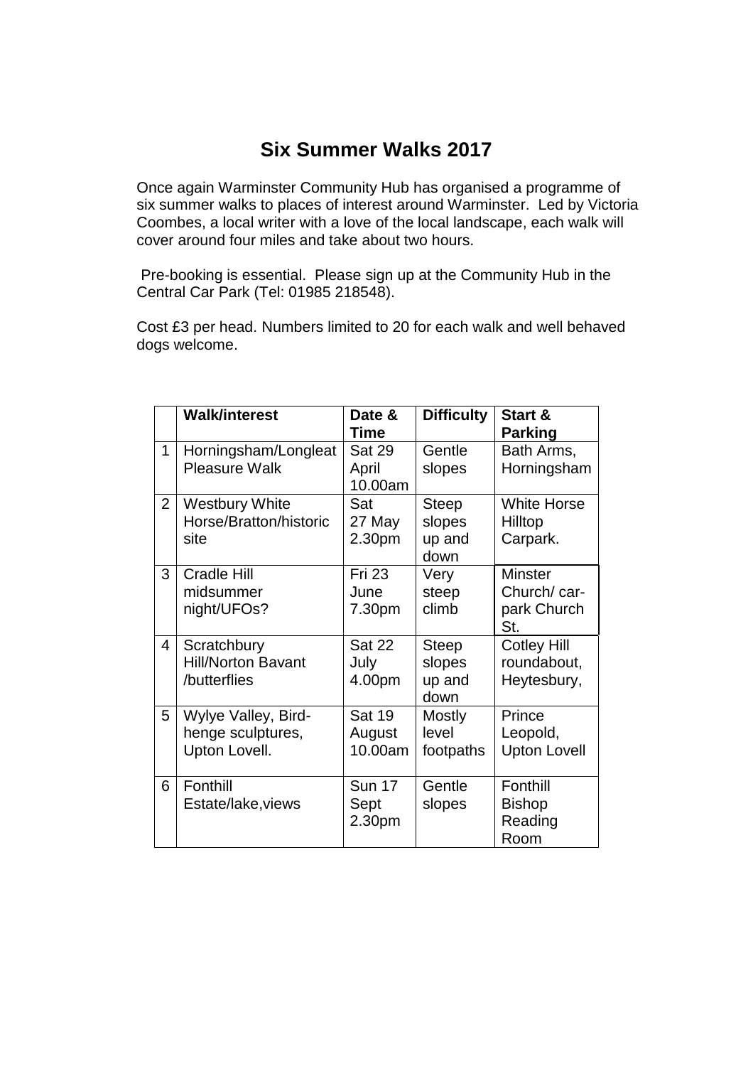# Six Summer Walks 2017

Once again Warminster Community Hub has organised a programme of six summer walks to places of interest around Warminster. Led by Victoria Coombes, a local writer with a love of the local landscape, each walk will cover around four miles and take about two hours.

Pre-booking is essential. Please sign up at the Community Hub in the Central Car Park (Tel: 01985 218548).

Cost £3 per head. Numbers limited to 20 for each walk and well behaved dogs welcome.

| | **Walk/interest** | **Date & Time** | **Difficulty** | **Start & Parking** |
|---|---|---|---|---|
| 1 | Horningsham/Longleat Pleasure Walk | Sat 29 April 10.00am | Gentle slopes | Bath Arms, Horningsham |
| 2 | Westbury White Horse/Bratton/historic site | Sat 27 May 2.30pm | Steep slopes up and down | White Horse Hilltop Carpark. |
| 3 | Cradle Hill midsummer night/UFOs? | Fri 23 June 7.30pm | Very steep climb | Minster Church/ car-park Church St. |
| 4 | Scratchbury Hill/Norton Bavant /butterflies | Sat 22 July 4.00pm | Steep slopes up and down | Cotley Hill roundabout, Heytesbury, |
| 5 | Wylye Valley, Bird-henge sculptures, Upton Lovell. | Sat 19 August 10.00am | Mostly level footpaths | Prince Leopold, Upton Lovell |
| 6 | Fonthill Estate/lake,views | Sun 17 Sept 2.30pm | Gentle slopes | Fonthill Bishop Reading Room |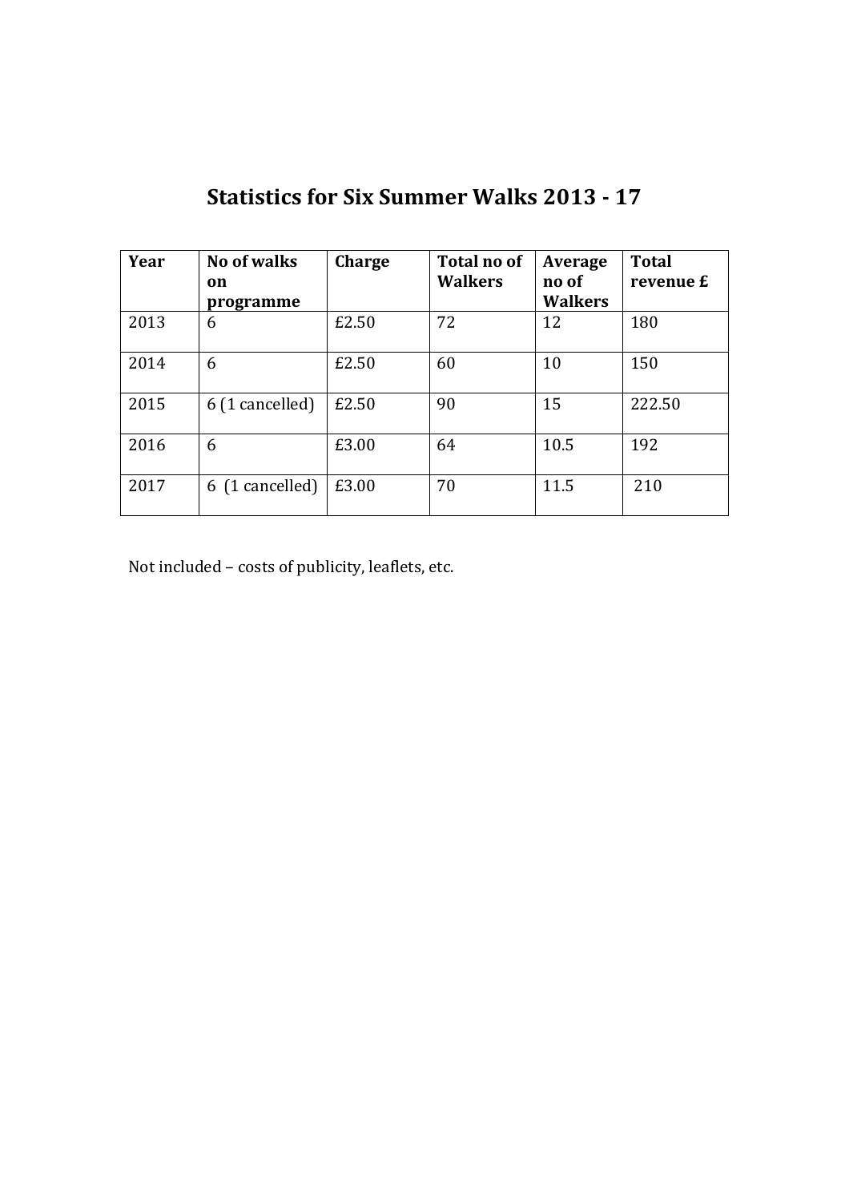# Statistics for Six Summer Walks 2013 - 17

| Year | No of walks on programme | Charge | Total no of Walkers | Average no of Walkers | Total revenue £ |
|---|---|---|---|---|---|
| 2013 | 6 | £2.50 | 72 | 12 | 180 |
| 2014 | 6 | £2.50 | 60 | 10 | 150 |
| 2015 | 6 (1 cancelled) | £2.50 | 90 | 15 | 222.50 |
| 2016 | 6 | £3.00 | 64 | 10.5 | 192 |
| 2017 | 6 (1 cancelled) | £3.00 | 70 | 11.5 | 210 |

Not included – costs of publicity, leaflets, etc.